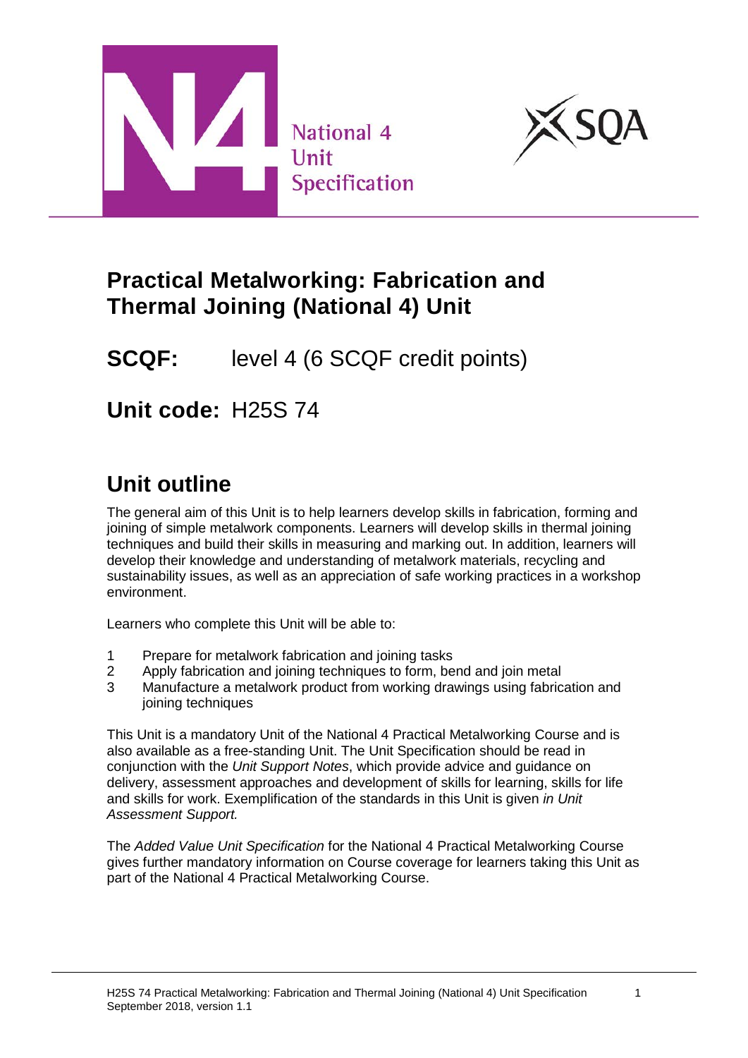National 4
Unit
Specification

# Practical Metalworking: Fabrication and Thermal Joining (National 4) Unit

**SCQF:** level 4 (6 SCQF credit points)

**Unit code:** H25S 74

## Unit outline

The general aim of this Unit is to help learners develop skills in fabrication, forming and joining of simple metalwork components. Learners will develop skills in thermal joining techniques and build their skills in measuring and marking out. In addition, learners will develop their knowledge and understanding of metalwork materials, recycling and sustainability issues, as well as an appreciation of safe working practices in a workshop environment.

Learners who complete this Unit will be able to:

1. Prepare for metalwork fabrication and joining tasks
2. Apply fabrication and joining techniques to form, bend and join metal
3. Manufacture a metalwork product from working drawings using fabrication and joining techniques

This Unit is a mandatory Unit of the National 4 Practical Metalworking Course and is also available as a free-standing Unit. The Unit Specification should be read in conjunction with the *Unit Support Notes*, which provide advice and guidance on delivery, assessment approaches and development of skills for learning, skills for life and skills for work. Exemplification of the standards in this Unit is given *in Unit Assessment Support.*

The *Added Value Unit Specification* for the National 4 Practical Metalworking Course gives further mandatory information on Course coverage for learners taking this Unit as part of the National 4 Practical Metalworking Course.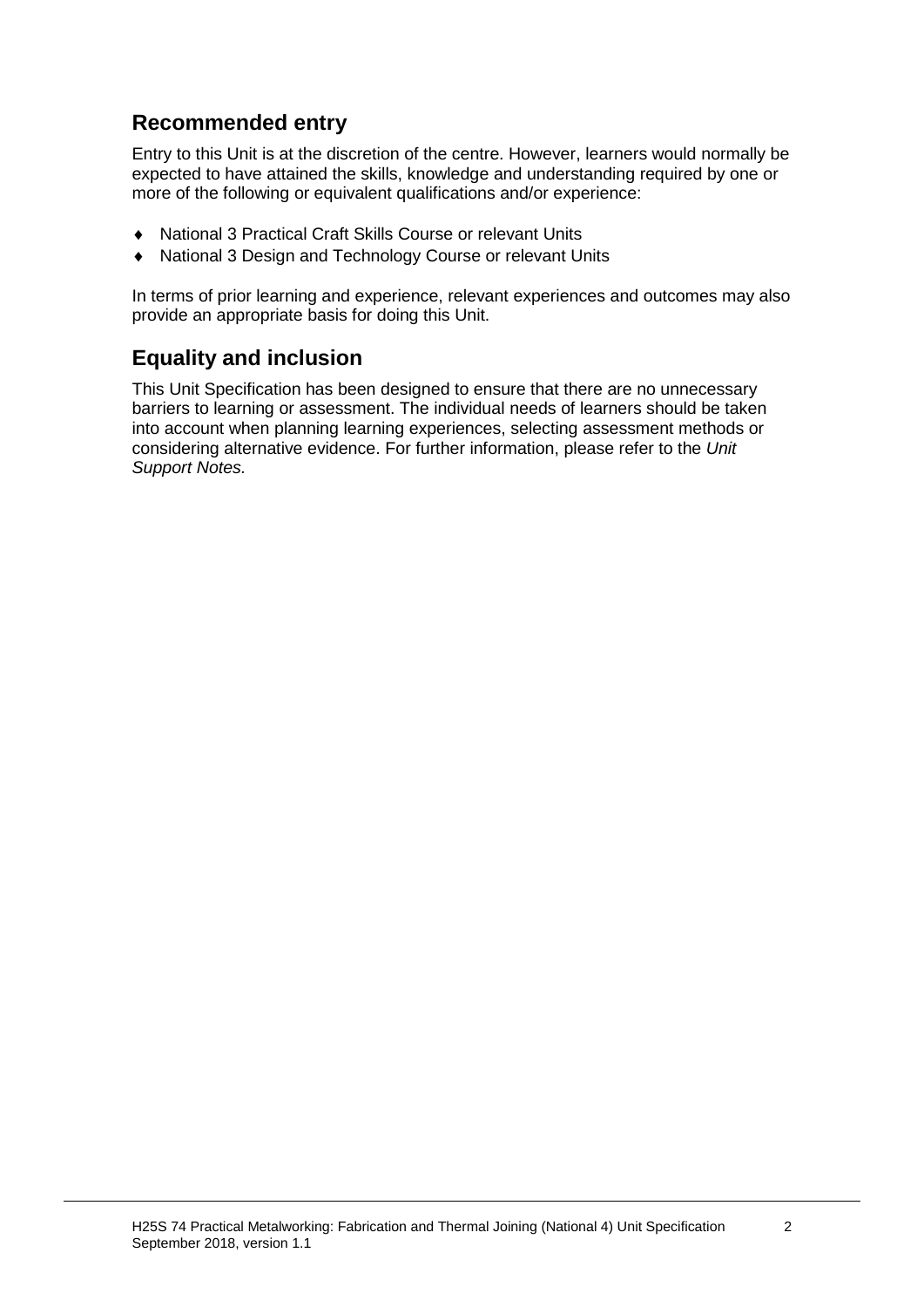## Recommended entry

Entry to this Unit is at the discretion of the centre. However, learners would normally be expected to have attained the skills, knowledge and understanding required by one or more of the following or equivalent qualifications and/or experience:

- National 3 Practical Craft Skills Course or relevant Units
- National 3 Design and Technology Course or relevant Units

In terms of prior learning and experience, relevant experiences and outcomes may also provide an appropriate basis for doing this Unit.

## Equality and inclusion

This Unit Specification has been designed to ensure that there are no unnecessary barriers to learning or assessment. The individual needs of learners should be taken into account when planning learning experiences, selecting assessment methods or considering alternative evidence. For further information, please refer to the *Unit Support Notes.*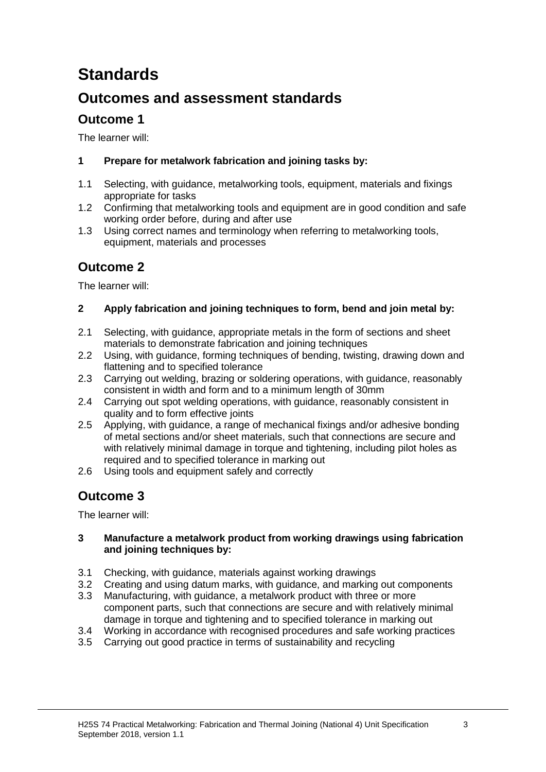# Standards

## Outcomes and assessment standards

### Outcome 1

The learner will:

**1 Prepare for metalwork fabrication and joining tasks by:**

1.1 Selecting, with guidance, metalworking tools, equipment, materials and fixings appropriate for tasks
1.2 Confirming that metalworking tools and equipment are in good condition and safe working order before, during and after use
1.3 Using correct names and terminology when referring to metalworking tools, equipment, materials and processes

### Outcome 2

The learner will:

**2 Apply fabrication and joining techniques to form, bend and join metal by:**

2.1 Selecting, with guidance, appropriate metals in the form of sections and sheet materials to demonstrate fabrication and joining techniques
2.2 Using, with guidance, forming techniques of bending, twisting, drawing down and flattening and to specified tolerance
2.3 Carrying out welding, brazing or soldering operations, with guidance, reasonably consistent in width and form and to a minimum length of 30mm
2.4 Carrying out spot welding operations, with guidance, reasonably consistent in quality and to form effective joints
2.5 Applying, with guidance, a range of mechanical fixings and/or adhesive bonding of metal sections and/or sheet materials, such that connections are secure and with relatively minimal damage in torque and tightening, including pilot holes as required and to specified tolerance in marking out
2.6 Using tools and equipment safely and correctly

### Outcome 3

The learner will:

**3 Manufacture a metalwork product from working drawings using fabrication and joining techniques by:**

3.1 Checking, with guidance, materials against working drawings
3.2 Creating and using datum marks, with guidance, and marking out components
3.3 Manufacturing, with guidance, a metalwork product with three or more component parts, such that connections are secure and with relatively minimal damage in torque and tightening and to specified tolerance in marking out
3.4 Working in accordance with recognised procedures and safe working practices
3.5 Carrying out good practice in terms of sustainability and recycling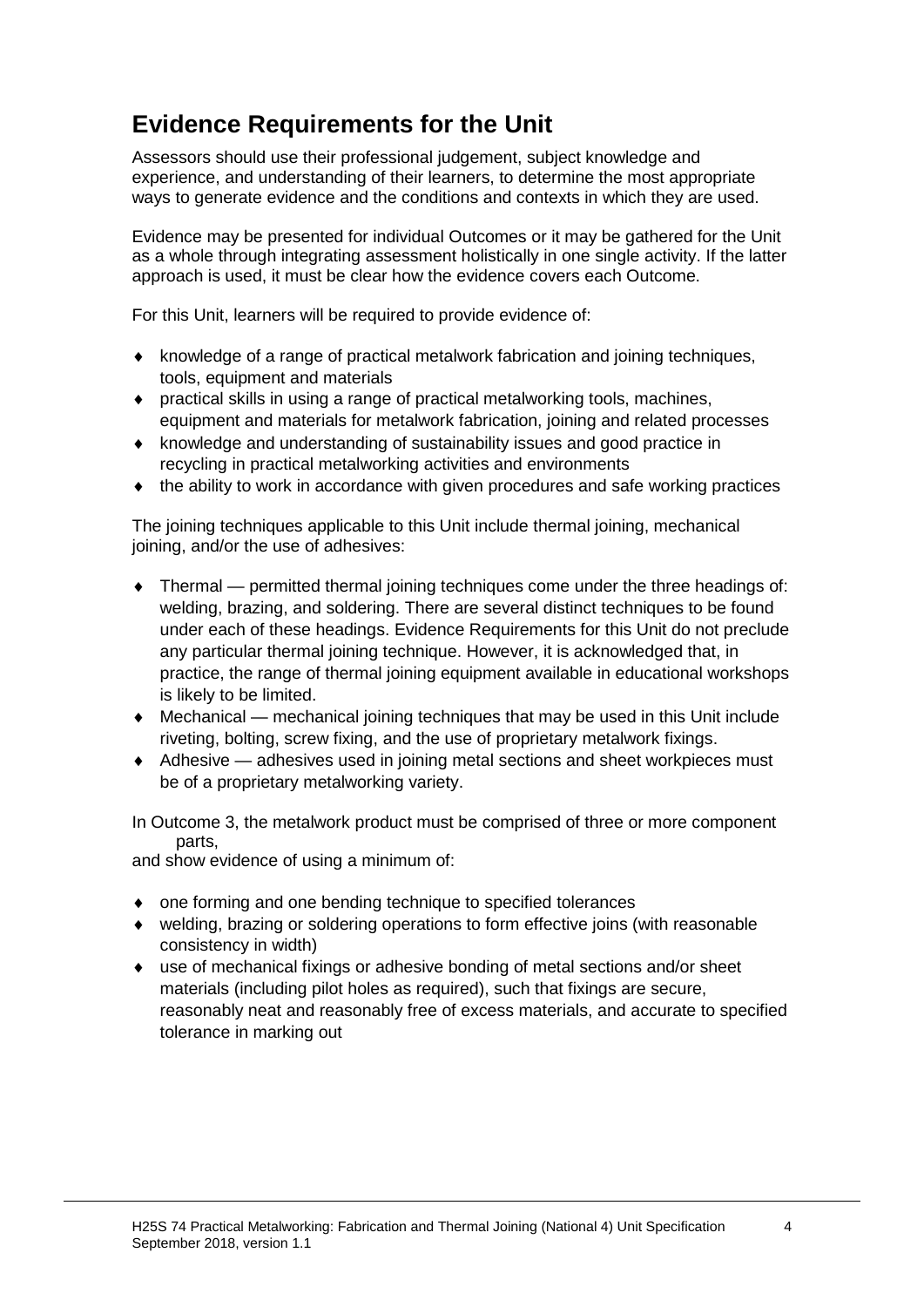## Evidence Requirements for the Unit

Assessors should use their professional judgement, subject knowledge and experience, and understanding of their learners, to determine the most appropriate ways to generate evidence and the conditions and contexts in which they are used.

Evidence may be presented for individual Outcomes or it may be gathered for the Unit as a whole through integrating assessment holistically in one single activity. If the latter approach is used, it must be clear how the evidence covers each Outcome.

For this Unit, learners will be required to provide evidence of:

- knowledge of a range of practical metalwork fabrication and joining techniques, tools, equipment and materials
- practical skills in using a range of practical metalworking tools, machines, equipment and materials for metalwork fabrication, joining and related processes
- knowledge and understanding of sustainability issues and good practice in recycling in practical metalworking activities and environments
- the ability to work in accordance with given procedures and safe working practices

The joining techniques applicable to this Unit include thermal joining, mechanical joining, and/or the use of adhesives:

- Thermal — permitted thermal joining techniques come under the three headings of: welding, brazing, and soldering. There are several distinct techniques to be found under each of these headings. Evidence Requirements for this Unit do not preclude any particular thermal joining technique. However, it is acknowledged that, in practice, the range of thermal joining equipment available in educational workshops is likely to be limited.
- Mechanical — mechanical joining techniques that may be used in this Unit include riveting, bolting, screw fixing, and the use of proprietary metalwork fixings.
- Adhesive — adhesives used in joining metal sections and sheet workpieces must be of a proprietary metalworking variety.

In Outcome 3, the metalwork product must be comprised of three or more component parts,
and show evidence of using a minimum of:

- one forming and one bending technique to specified tolerances
- welding, brazing or soldering operations to form effective joins (with reasonable consistency in width)
- use of mechanical fixings or adhesive bonding of metal sections and/or sheet materials (including pilot holes as required), such that fixings are secure, reasonably neat and reasonably free of excess materials, and accurate to specified tolerance in marking out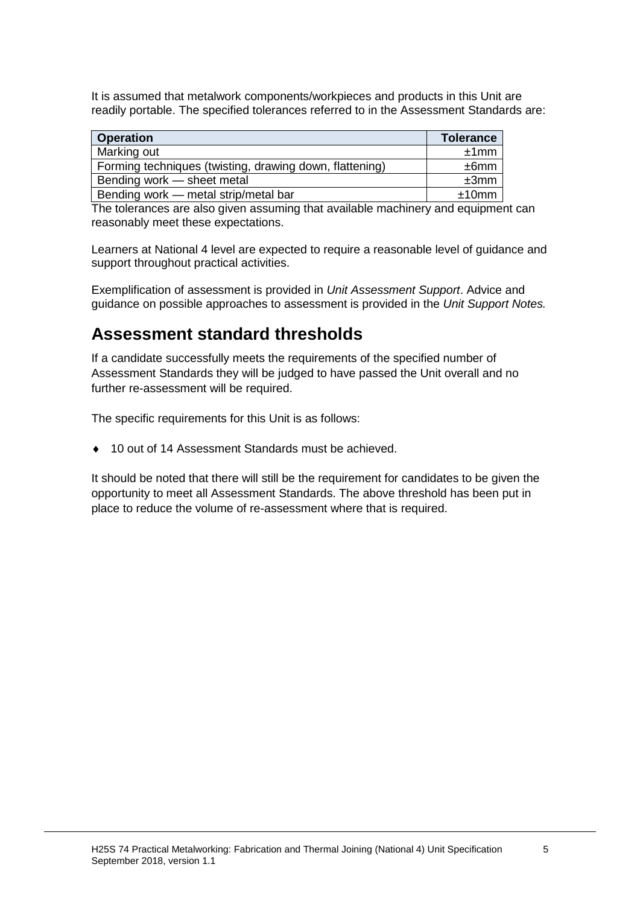It is assumed that metalwork components/workpieces and products in this Unit are readily portable. The specified tolerances referred to in the Assessment Standards are:

| Operation | Tolerance |
|---|---|
| Marking out | ±1mm |
| Forming techniques (twisting, drawing down, flattening) | ±6mm |
| Bending work — sheet metal | ±3mm |
| Bending work — metal strip/metal bar | ±10mm |

The tolerances are also given assuming that available machinery and equipment can reasonably meet these expectations.

Learners at National 4 level are expected to require a reasonable level of guidance and support throughout practical activities.

Exemplification of assessment is provided in *Unit Assessment Support*. Advice and guidance on possible approaches to assessment is provided in the *Unit Support Notes.*

## Assessment standard thresholds

If a candidate successfully meets the requirements of the specified number of Assessment Standards they will be judged to have passed the Unit overall and no further re-assessment will be required.

The specific requirements for this Unit is as follows:

- 10 out of 14 Assessment Standards must be achieved.

It should be noted that there will still be the requirement for candidates to be given the opportunity to meet all Assessment Standards. The above threshold has been put in place to reduce the volume of re-assessment where that is required.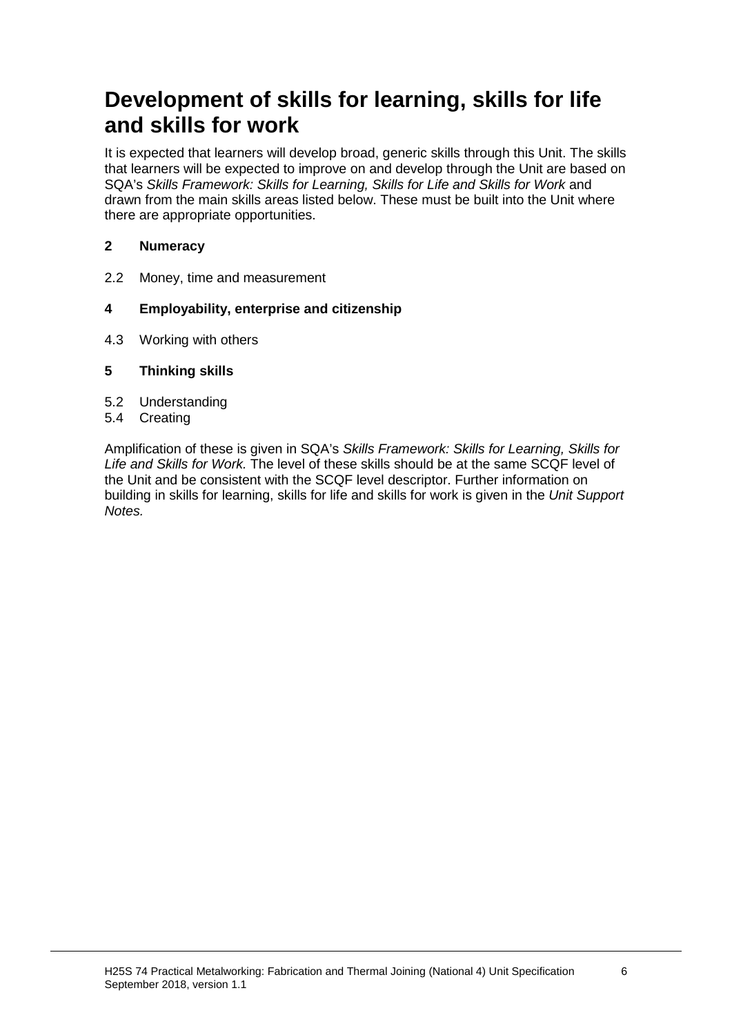# Development of skills for learning, skills for life and skills for work

It is expected that learners will develop broad, generic skills through this Unit. The skills that learners will be expected to improve on and develop through the Unit are based on SQA's *Skills Framework: Skills for Learning, Skills for Life and Skills for Work* and drawn from the main skills areas listed below. These must be built into the Unit where there are appropriate opportunities.

**2 Numeracy**

2.2 Money, time and measurement

**4 Employability, enterprise and citizenship**

4.3 Working with others

**5 Thinking skills**

5.2 Understanding
5.4 Creating

Amplification of these is given in SQA's *Skills Framework: Skills for Learning, Skills for Life and Skills for Work.* The level of these skills should be at the same SCQF level of the Unit and be consistent with the SCQF level descriptor. Further information on building in skills for learning, skills for life and skills for work is given in the *Unit Support Notes.*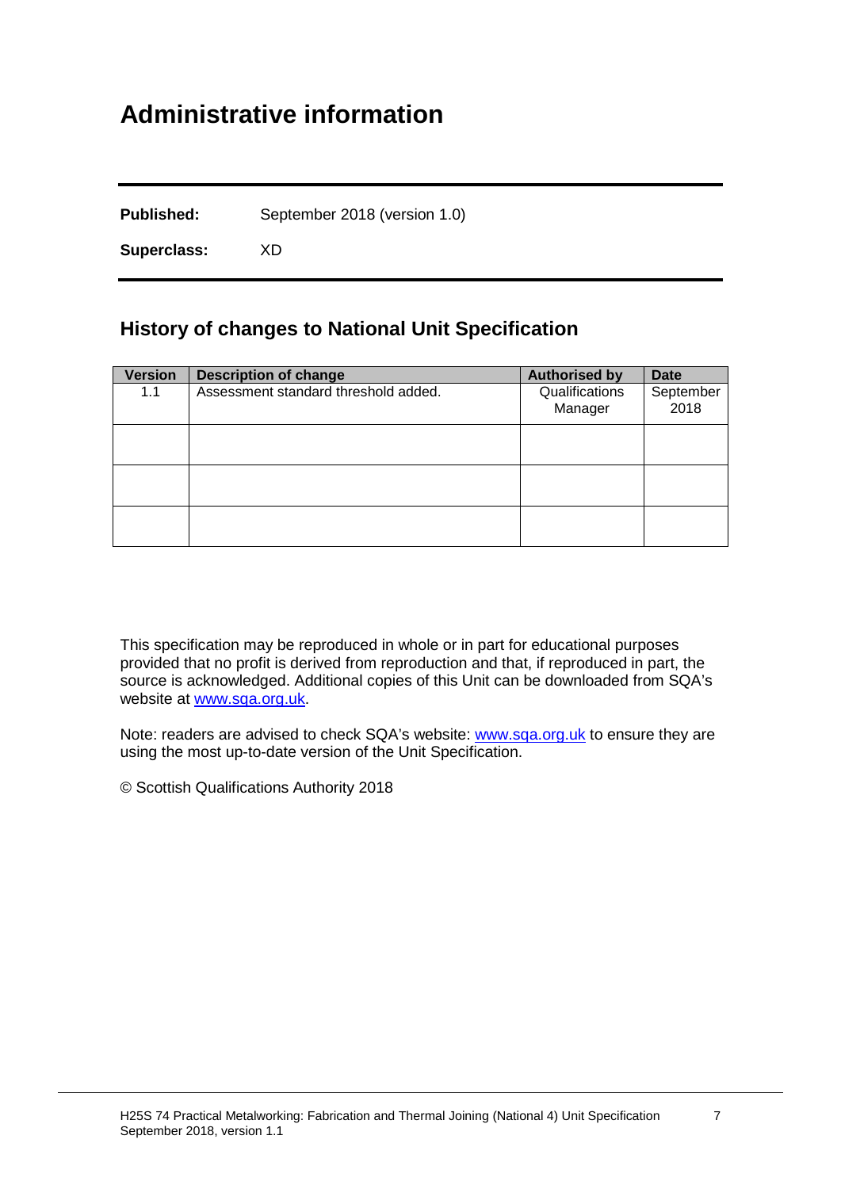# Administrative information

**Published:** September 2018 (version 1.0)

**Superclass:** XD

## History of changes to National Unit Specification

| Version | Description of change | Authorised by | Date |
|---|---|---|---|
| 1.1 | Assessment standard threshold added. | Qualifications Manager | September 2018 |
| | | | |
| | | | |
| | | | |

This specification may be reproduced in whole or in part for educational purposes provided that no profit is derived from reproduction and that, if reproduced in part, the source is acknowledged. Additional copies of this Unit can be downloaded from SQA's website at www.sqa.org.uk.

Note: readers are advised to check SQA's website: www.sqa.org.uk to ensure they are using the most up-to-date version of the Unit Specification.

© Scottish Qualifications Authority 2018